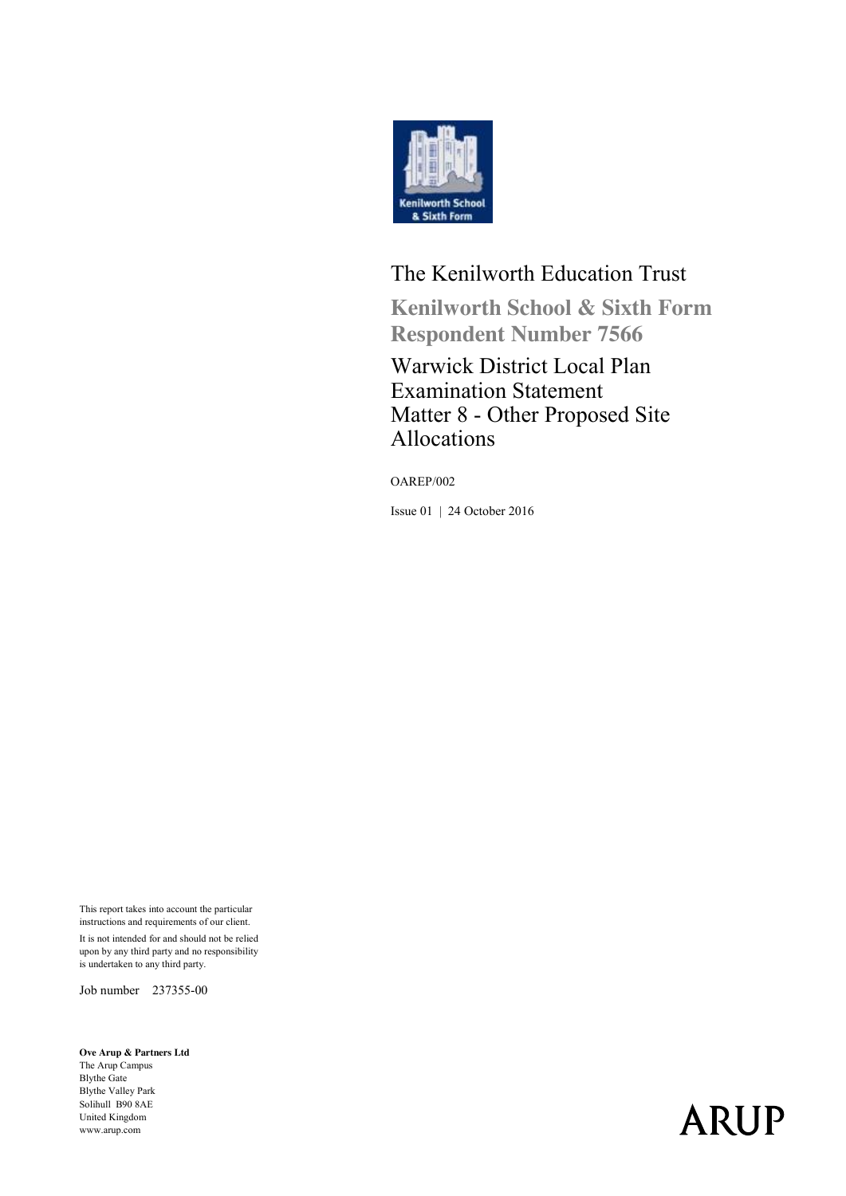The Kenilworth Education Trust

**Kenilworth School & Sixth Form**
**Respondent Number 7566**

# Warwick District Local Plan Examination Statement Matter 8 - Other Proposed Site Allocations

OAREP/002

Issue 01 | 24 October 2016

This report takes into account the particular instructions and requirements of our client.

It is not intended for and should not be relied upon by any third party and no responsibility is undertaken to any third party.

Job number 237355-00

**Ove Arup & Partners Ltd**
The Arup Campus
Blythe Gate
Blythe Valley Park
Solihull B90 8AE
United Kingdom
www.arup.com

ARUP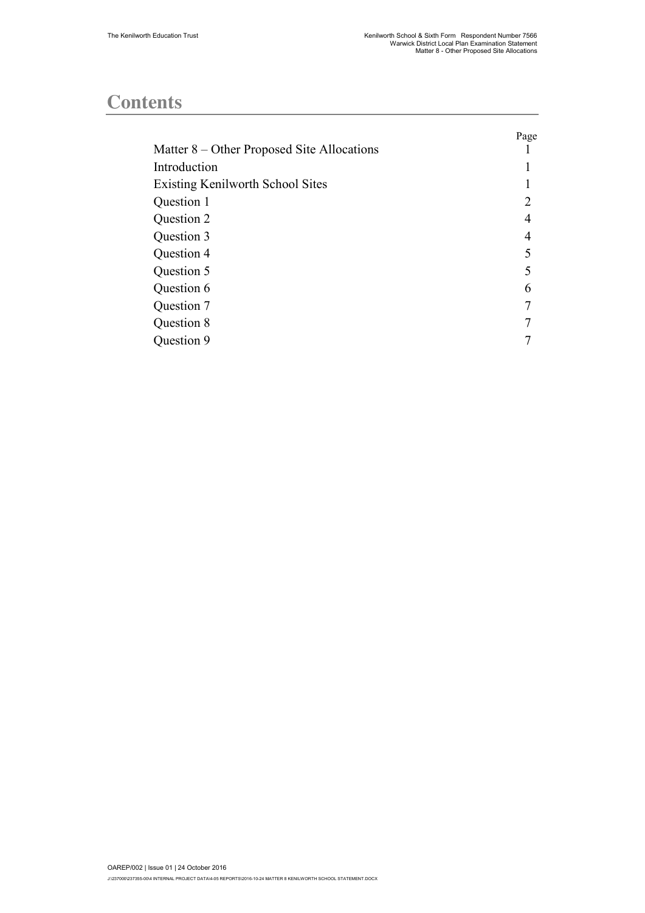# Contents

| | Page |
|---|---|
| Matter 8 – Other Proposed Site Allocations | 1 |
| Introduction | 1 |
| Existing Kenilworth School Sites | 1 |
| Question 1 | 2 |
| Question 2 | 4 |
| Question 3 | 4 |
| Question 4 | 5 |
| Question 5 | 5 |
| Question 6 | 6 |
| Question 7 | 7 |
| Question 8 | 7 |
| Question 9 | 7 |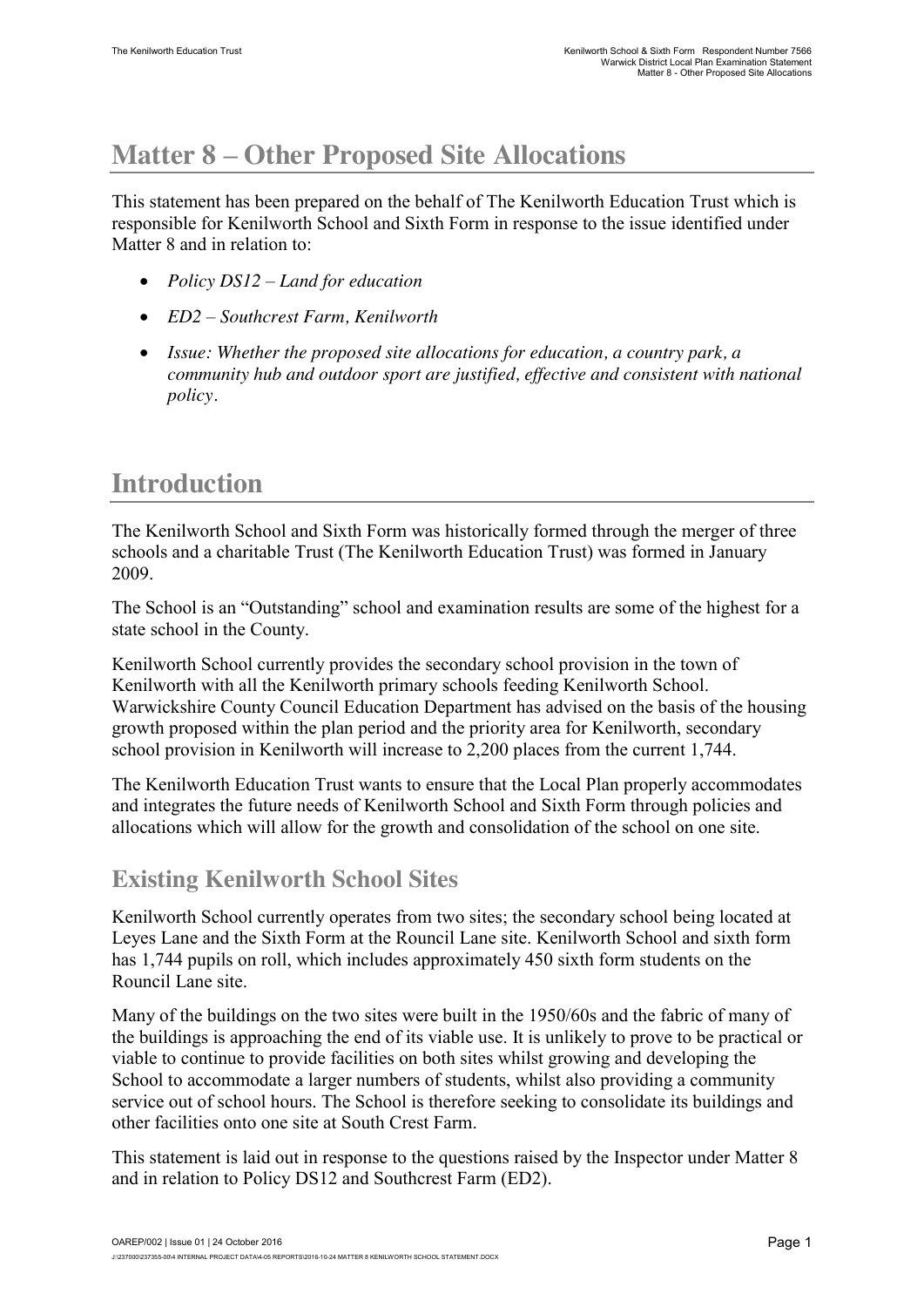# Matter 8 – Other Proposed Site Allocations

This statement has been prepared on the behalf of The Kenilworth Education Trust which is responsible for Kenilworth School and Sixth Form in response to the issue identified under Matter 8 and in relation to:

- *Policy DS12 – Land for education*
- *ED2 – Southcrest Farm, Kenilworth*
- *Issue: Whether the proposed site allocations for education, a country park, a community hub and outdoor sport are justified, effective and consistent with national policy*.

# Introduction

The Kenilworth School and Sixth Form was historically formed through the merger of three schools and a charitable Trust (The Kenilworth Education Trust) was formed in January 2009.

The School is an "Outstanding" school and examination results are some of the highest for a state school in the County.

Kenilworth School currently provides the secondary school provision in the town of Kenilworth with all the Kenilworth primary schools feeding Kenilworth School. Warwickshire County Council Education Department has advised on the basis of the housing growth proposed within the plan period and the priority area for Kenilworth, secondary school provision in Kenilworth will increase to 2,200 places from the current 1,744.

The Kenilworth Education Trust wants to ensure that the Local Plan properly accommodates and integrates the future needs of Kenilworth School and Sixth Form through policies and allocations which will allow for the growth and consolidation of the school on one site.

## Existing Kenilworth School Sites

Kenilworth School currently operates from two sites; the secondary school being located at Leyes Lane and the Sixth Form at the Rouncil Lane site. Kenilworth School and sixth form has 1,744 pupils on roll, which includes approximately 450 sixth form students on the Rouncil Lane site.

Many of the buildings on the two sites were built in the 1950/60s and the fabric of many of the buildings is approaching the end of its viable use. It is unlikely to prove to be practical or viable to continue to provide facilities on both sites whilst growing and developing the School to accommodate a larger numbers of students, whilst also providing a community service out of school hours. The School is therefore seeking to consolidate its buildings and other facilities onto one site at South Crest Farm.

This statement is laid out in response to the questions raised by the Inspector under Matter 8 and in relation to Policy DS12 and Southcrest Farm (ED2).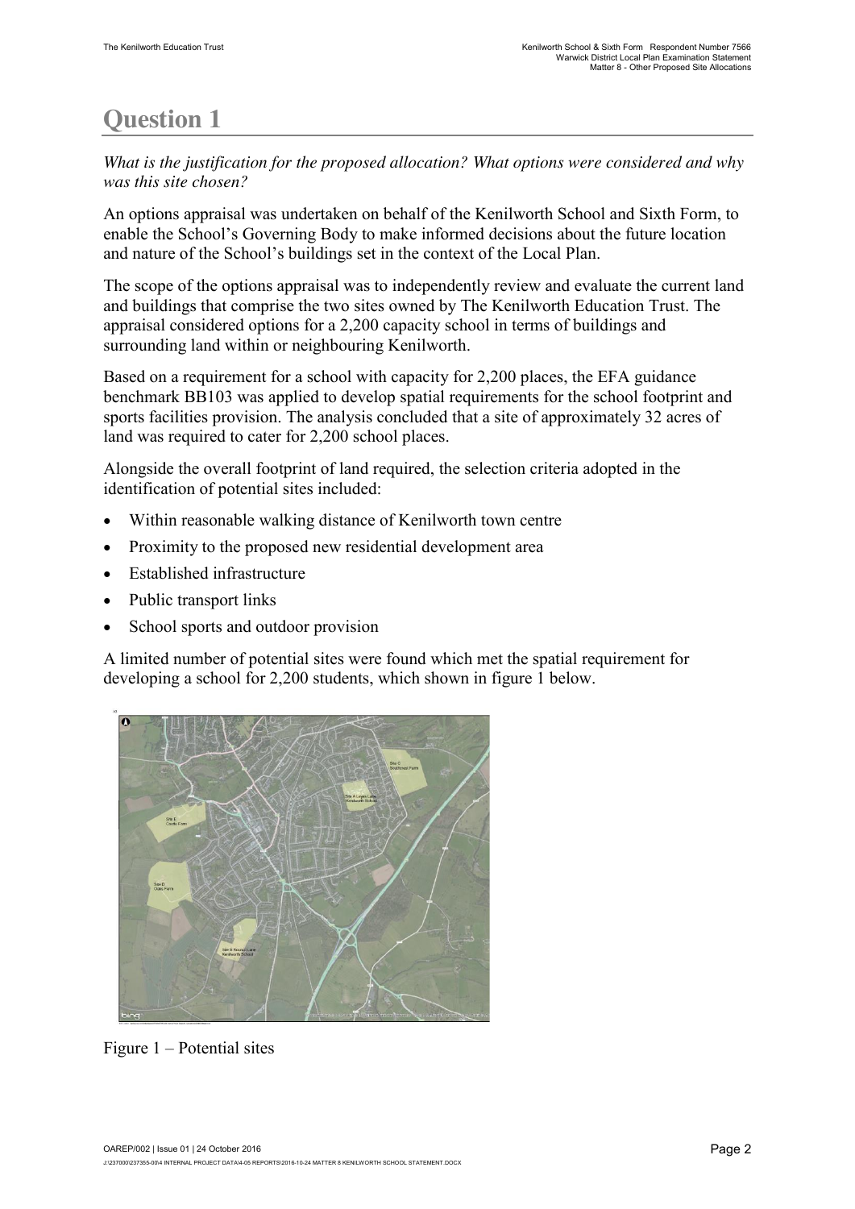# Question 1

*What is the justification for the proposed allocation? What options were considered and why was this site chosen?*

An options appraisal was undertaken on behalf of the Kenilworth School and Sixth Form, to enable the School's Governing Body to make informed decisions about the future location and nature of the School's buildings set in the context of the Local Plan.

The scope of the options appraisal was to independently review and evaluate the current land and buildings that comprise the two sites owned by The Kenilworth Education Trust. The appraisal considered options for a 2,200 capacity school in terms of buildings and surrounding land within or neighbouring Kenilworth.

Based on a requirement for a school with capacity for 2,200 places, the EFA guidance benchmark BB103 was applied to develop spatial requirements for the school footprint and sports facilities provision. The analysis concluded that a site of approximately 32 acres of land was required to cater for 2,200 school places.

Alongside the overall footprint of land required, the selection criteria adopted in the identification of potential sites included:

- Within reasonable walking distance of Kenilworth town centre
- Proximity to the proposed new residential development area
- Established infrastructure
- Public transport links
- School sports and outdoor provision

A limited number of potential sites were found which met the spatial requirement for developing a school for 2,200 students, which shown in figure 1 below.

Figure 1 – Potential sites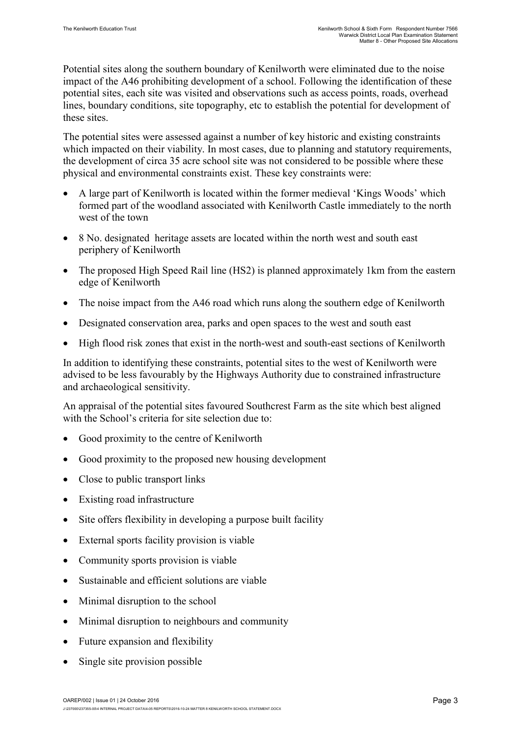Potential sites along the southern boundary of Kenilworth were eliminated due to the noise impact of the A46 prohibiting development of a school. Following the identification of these potential sites, each site was visited and observations such as access points, roads, overhead lines, boundary conditions, site topography, etc to establish the potential for development of these sites.

The potential sites were assessed against a number of key historic and existing constraints which impacted on their viability. In most cases, due to planning and statutory requirements, the development of circa 35 acre school site was not considered to be possible where these physical and environmental constraints exist. These key constraints were:

- A large part of Kenilworth is located within the former medieval 'Kings Woods' which formed part of the woodland associated with Kenilworth Castle immediately to the north west of the town
- 8 No. designated heritage assets are located within the north west and south east periphery of Kenilworth
- The proposed High Speed Rail line (HS2) is planned approximately 1km from the eastern edge of Kenilworth
- The noise impact from the A46 road which runs along the southern edge of Kenilworth
- Designated conservation area, parks and open spaces to the west and south east
- High flood risk zones that exist in the north-west and south-east sections of Kenilworth

In addition to identifying these constraints, potential sites to the west of Kenilworth were advised to be less favourably by the Highways Authority due to constrained infrastructure and archaeological sensitivity.

An appraisal of the potential sites favoured Southcrest Farm as the site which best aligned with the School's criteria for site selection due to:

- Good proximity to the centre of Kenilworth
- Good proximity to the proposed new housing development
- Close to public transport links
- Existing road infrastructure
- Site offers flexibility in developing a purpose built facility
- External sports facility provision is viable
- Community sports provision is viable
- Sustainable and efficient solutions are viable
- Minimal disruption to the school
- Minimal disruption to neighbours and community
- Future expansion and flexibility
- Single site provision possible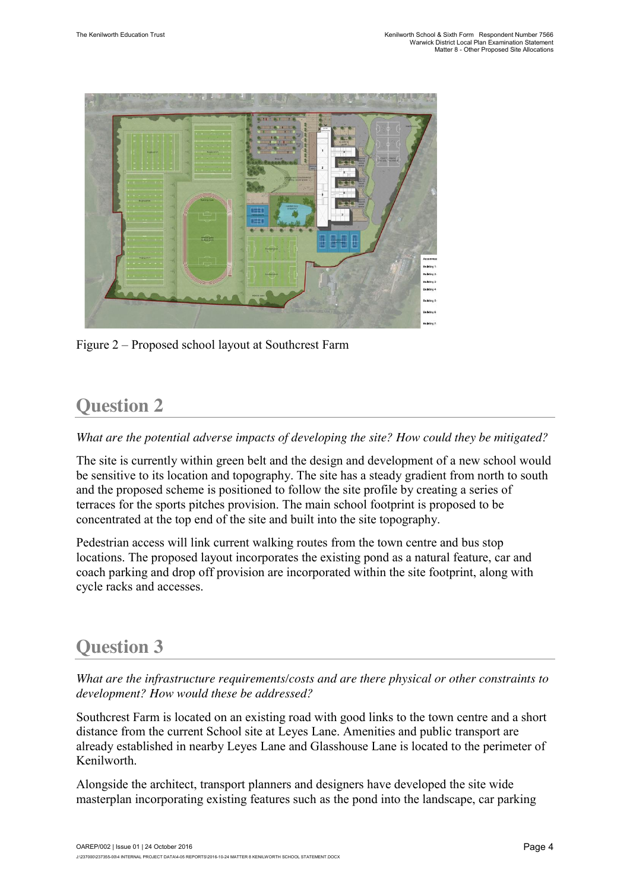Figure 2 – Proposed school layout at Southcrest Farm

## Question 2

*What are the potential adverse impacts of developing the site? How could they be mitigated?*

The site is currently within green belt and the design and development of a new school would be sensitive to its location and topography. The site has a steady gradient from north to south and the proposed scheme is positioned to follow the site profile by creating a series of terraces for the sports pitches provision. The main school footprint is proposed to be concentrated at the top end of the site and built into the site topography.

Pedestrian access will link current walking routes from the town centre and bus stop locations. The proposed layout incorporates the existing pond as a natural feature, car and coach parking and drop off provision are incorporated within the site footprint, along with cycle racks and accesses.

## Question 3

*What are the infrastructure requirements/costs and are there physical or other constraints to development? How would these be addressed?*

Southcrest Farm is located on an existing road with good links to the town centre and a short distance from the current School site at Leyes Lane. Amenities and public transport are already established in nearby Leyes Lane and Glasshouse Lane is located to the perimeter of Kenilworth.

Alongside the architect, transport planners and designers have developed the site wide masterplan incorporating existing features such as the pond into the landscape, car parking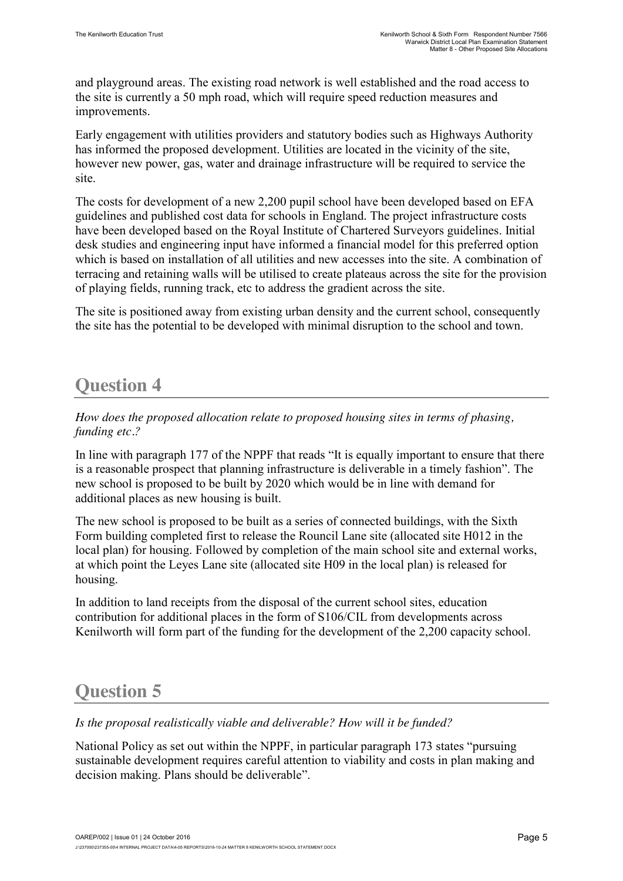and playground areas. The existing road network is well established and the road access to the site is currently a 50 mph road, which will require speed reduction measures and improvements.

Early engagement with utilities providers and statutory bodies such as Highways Authority has informed the proposed development. Utilities are located in the vicinity of the site, however new power, gas, water and drainage infrastructure will be required to service the site.

The costs for development of a new 2,200 pupil school have been developed based on EFA guidelines and published cost data for schools in England. The project infrastructure costs have been developed based on the Royal Institute of Chartered Surveyors guidelines. Initial desk studies and engineering input have informed a financial model for this preferred option which is based on installation of all utilities and new accesses into the site. A combination of terracing and retaining walls will be utilised to create plateaus across the site for the provision of playing fields, running track, etc to address the gradient across the site.

The site is positioned away from existing urban density and the current school, consequently the site has the potential to be developed with minimal disruption to the school and town.

## Question 4

*How does the proposed allocation relate to proposed housing sites in terms of phasing, funding etc.?*

In line with paragraph 177 of the NPPF that reads "It is equally important to ensure that there is a reasonable prospect that planning infrastructure is deliverable in a timely fashion". The new school is proposed to be built by 2020 which would be in line with demand for additional places as new housing is built.

The new school is proposed to be built as a series of connected buildings, with the Sixth Form building completed first to release the Rouncil Lane site (allocated site H012 in the local plan) for housing. Followed by completion of the main school site and external works, at which point the Leyes Lane site (allocated site H09 in the local plan) is released for housing.

In addition to land receipts from the disposal of the current school sites, education contribution for additional places in the form of S106/CIL from developments across Kenilworth will form part of the funding for the development of the 2,200 capacity school.

## Question 5

*Is the proposal realistically viable and deliverable? How will it be funded?*

National Policy as set out within the NPPF, in particular paragraph 173 states "pursuing sustainable development requires careful attention to viability and costs in plan making and decision making. Plans should be deliverable".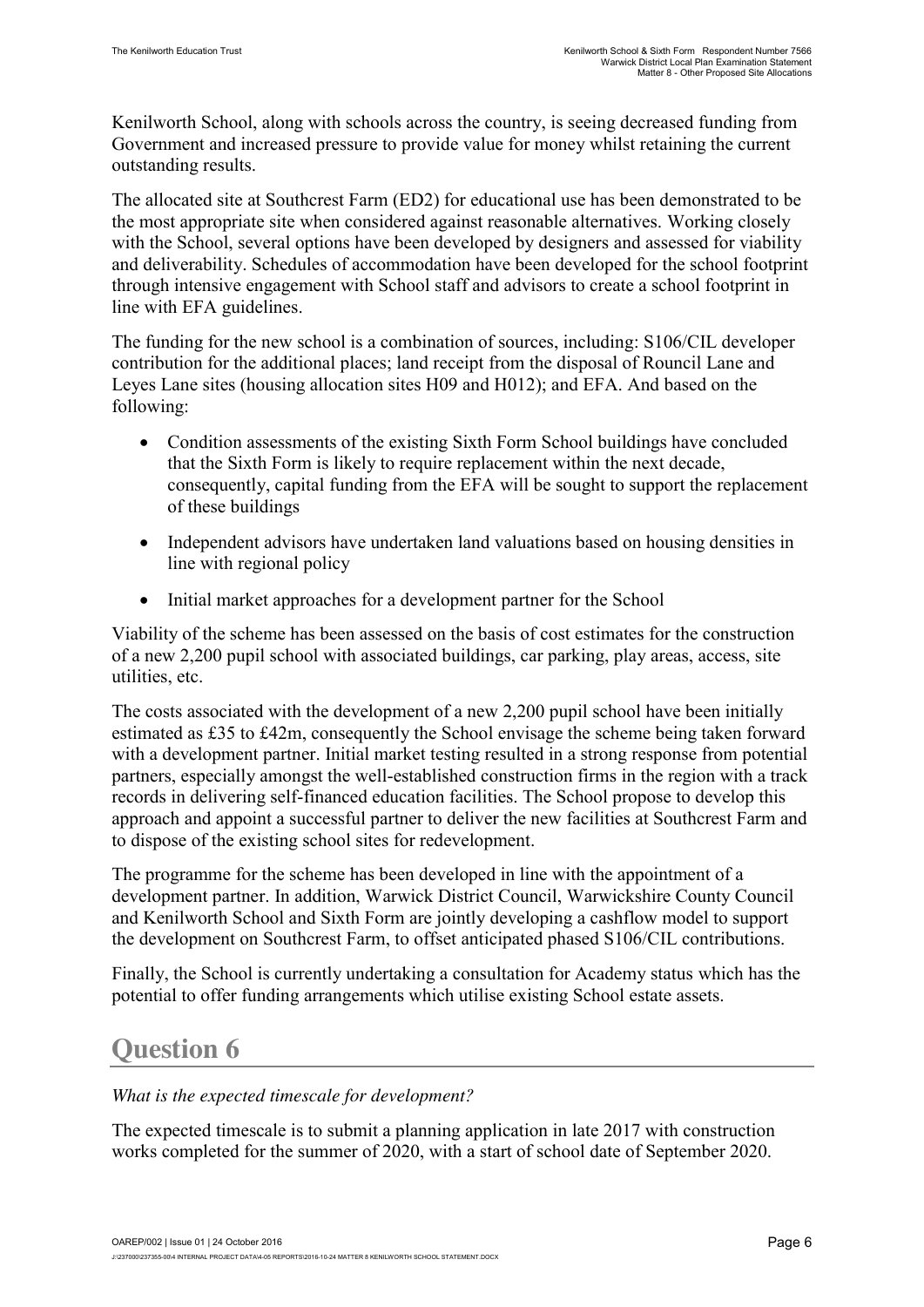Kenilworth School, along with schools across the country, is seeing decreased funding from Government and increased pressure to provide value for money whilst retaining the current outstanding results.

The allocated site at Southcrest Farm (ED2) for educational use has been demonstrated to be the most appropriate site when considered against reasonable alternatives. Working closely with the School, several options have been developed by designers and assessed for viability and deliverability. Schedules of accommodation have been developed for the school footprint through intensive engagement with School staff and advisors to create a school footprint in line with EFA guidelines.

The funding for the new school is a combination of sources, including: S106/CIL developer contribution for the additional places; land receipt from the disposal of Rouncil Lane and Leyes Lane sites (housing allocation sites H09 and H012); and EFA. And based on the following:

- Condition assessments of the existing Sixth Form School buildings have concluded that the Sixth Form is likely to require replacement within the next decade, consequently, capital funding from the EFA will be sought to support the replacement of these buildings
- Independent advisors have undertaken land valuations based on housing densities in line with regional policy
- Initial market approaches for a development partner for the School

Viability of the scheme has been assessed on the basis of cost estimates for the construction of a new 2,200 pupil school with associated buildings, car parking, play areas, access, site utilities, etc.

The costs associated with the development of a new 2,200 pupil school have been initially estimated as £35 to £42m, consequently the School envisage the scheme being taken forward with a development partner. Initial market testing resulted in a strong response from potential partners, especially amongst the well-established construction firms in the region with a track records in delivering self-financed education facilities. The School propose to develop this approach and appoint a successful partner to deliver the new facilities at Southcrest Farm and to dispose of the existing school sites for redevelopment.

The programme for the scheme has been developed in line with the appointment of a development partner. In addition, Warwick District Council, Warwickshire County Council and Kenilworth School and Sixth Form are jointly developing a cashflow model to support the development on Southcrest Farm, to offset anticipated phased S106/CIL contributions.

Finally, the School is currently undertaking a consultation for Academy status which has the potential to offer funding arrangements which utilise existing School estate assets.

# Question 6

*What is the expected timescale for development?*

The expected timescale is to submit a planning application in late 2017 with construction works completed for the summer of 2020, with a start of school date of September 2020.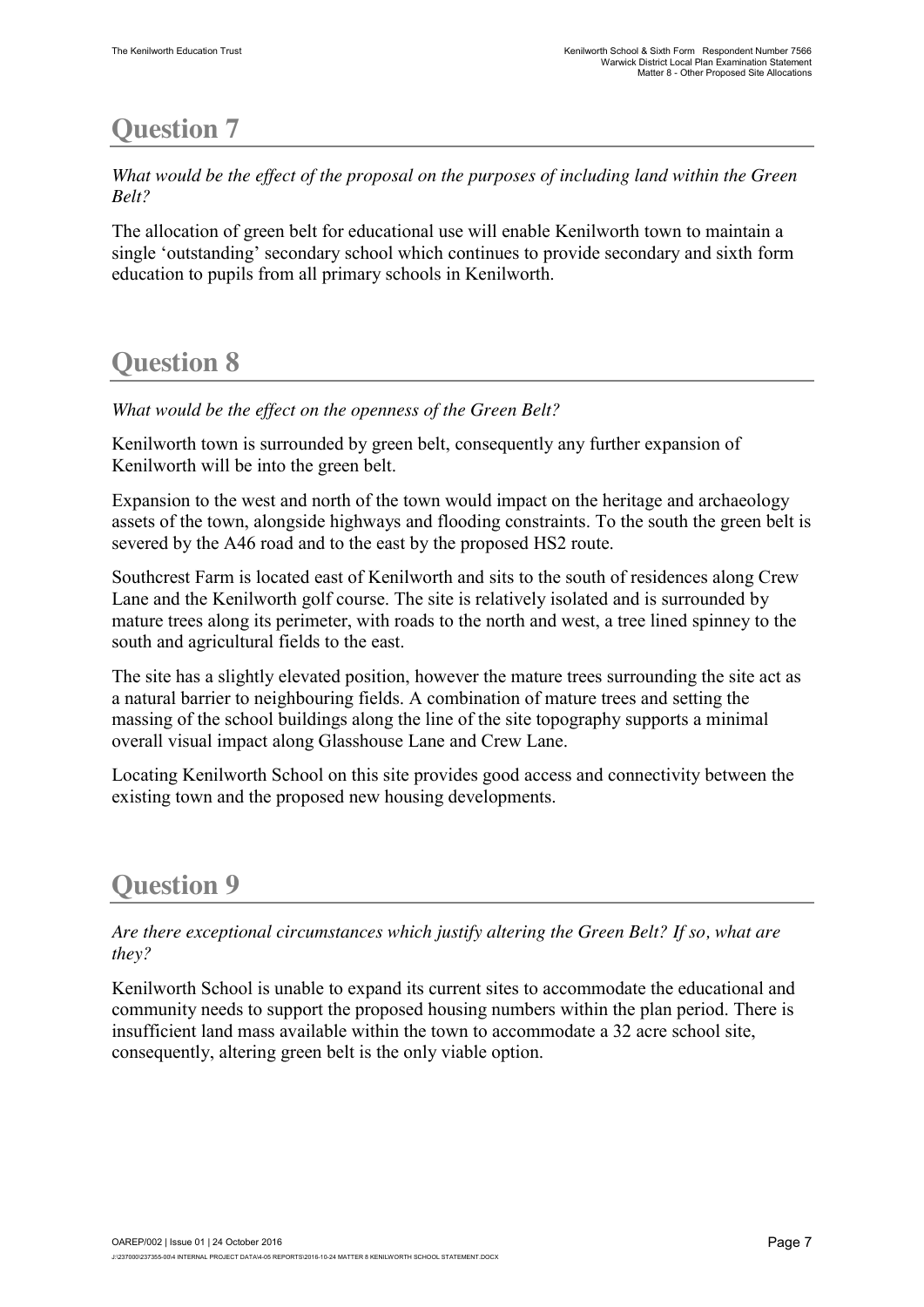# Question 7

*What would be the effect of the proposal on the purposes of including land within the Green Belt?*

The allocation of green belt for educational use will enable Kenilworth town to maintain a single 'outstanding' secondary school which continues to provide secondary and sixth form education to pupils from all primary schools in Kenilworth.

# Question 8

*What would be the effect on the openness of the Green Belt?*

Kenilworth town is surrounded by green belt, consequently any further expansion of Kenilworth will be into the green belt.

Expansion to the west and north of the town would impact on the heritage and archaeology assets of the town, alongside highways and flooding constraints. To the south the green belt is severed by the A46 road and to the east by the proposed HS2 route.

Southcrest Farm is located east of Kenilworth and sits to the south of residences along Crew Lane and the Kenilworth golf course. The site is relatively isolated and is surrounded by mature trees along its perimeter, with roads to the north and west, a tree lined spinney to the south and agricultural fields to the east.

The site has a slightly elevated position, however the mature trees surrounding the site act as a natural barrier to neighbouring fields. A combination of mature trees and setting the massing of the school buildings along the line of the site topography supports a minimal overall visual impact along Glasshouse Lane and Crew Lane.

Locating Kenilworth School on this site provides good access and connectivity between the existing town and the proposed new housing developments.

# Question 9

*Are there exceptional circumstances which justify altering the Green Belt? If so, what are they?*

Kenilworth School is unable to expand its current sites to accommodate the educational and community needs to support the proposed housing numbers within the plan period. There is insufficient land mass available within the town to accommodate a 32 acre school site, consequently, altering green belt is the only viable option.